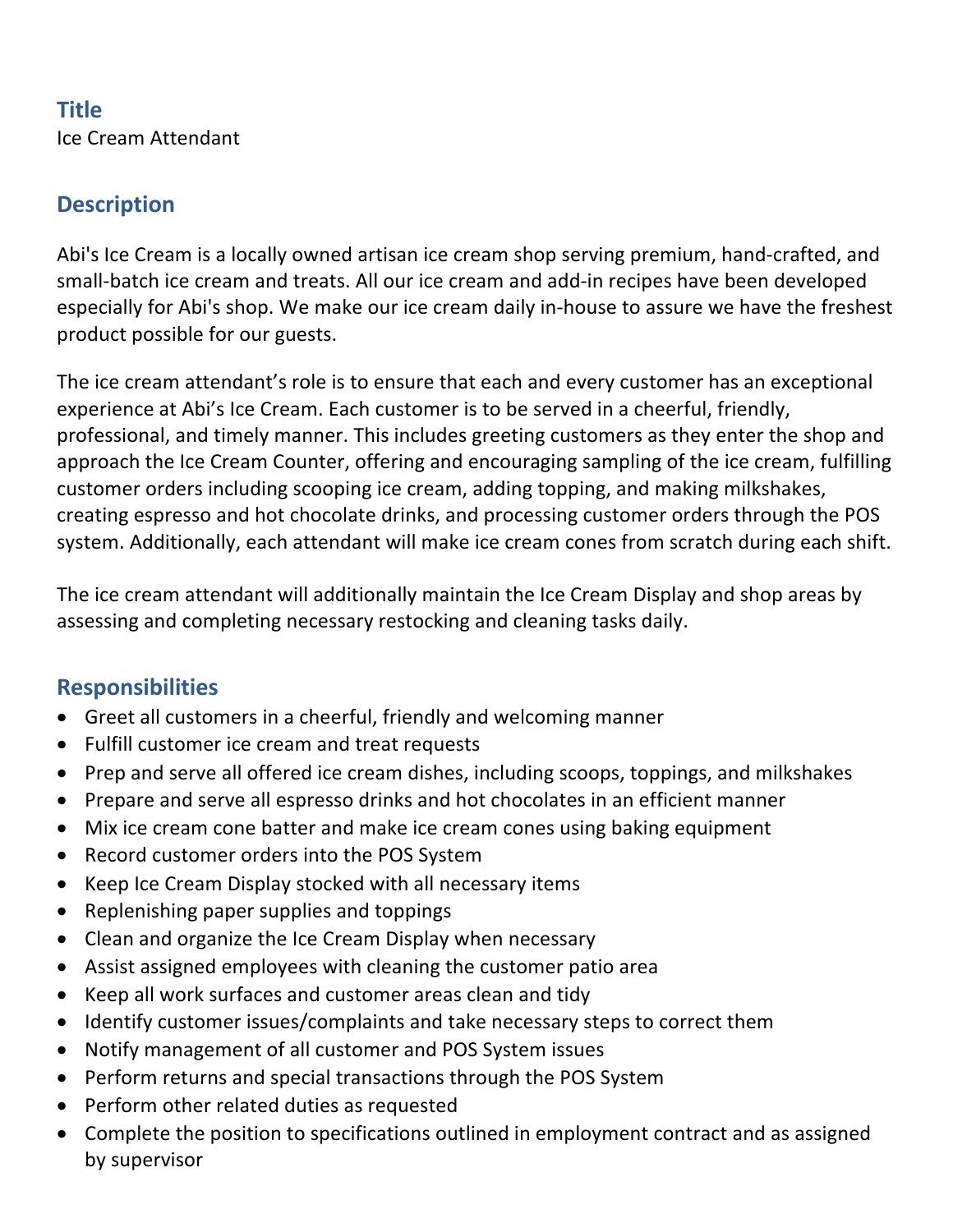## Title

Ice Cream Attendant

## Description

Abi's Ice Cream is a locally owned artisan ice cream shop serving premium, hand-crafted, and small-batch ice cream and treats. All our ice cream and add-in recipes have been developed especially for Abi's shop. We make our ice cream daily in-house to assure we have the freshest product possible for our guests.

The ice cream attendant's role is to ensure that each and every customer has an exceptional experience at Abi's Ice Cream. Each customer is to be served in a cheerful, friendly, professional, and timely manner. This includes greeting customers as they enter the shop and approach the Ice Cream Counter, offering and encouraging sampling of the ice cream, fulfilling customer orders including scooping ice cream, adding topping, and making milkshakes, creating espresso and hot chocolate drinks, and processing customer orders through the POS system. Additionally, each attendant will make ice cream cones from scratch during each shift.

The ice cream attendant will additionally maintain the Ice Cream Display and shop areas by assessing and completing necessary restocking and cleaning tasks daily.

## Responsibilities

- Greet all customers in a cheerful, friendly and welcoming manner
- Fulfill customer ice cream and treat requests
- Prep and serve all offered ice cream dishes, including scoops, toppings, and milkshakes
- Prepare and serve all espresso drinks and hot chocolates in an efficient manner
- Mix ice cream cone batter and make ice cream cones using baking equipment
- Record customer orders into the POS System
- Keep Ice Cream Display stocked with all necessary items
- Replenishing paper supplies and toppings
- Clean and organize the Ice Cream Display when necessary
- Assist assigned employees with cleaning the customer patio area
- Keep all work surfaces and customer areas clean and tidy
- Identify customer issues/complaints and take necessary steps to correct them
- Notify management of all customer and POS System issues
- Perform returns and special transactions through the POS System
- Perform other related duties as requested
- Complete the position to specifications outlined in employment contract and as assigned by supervisor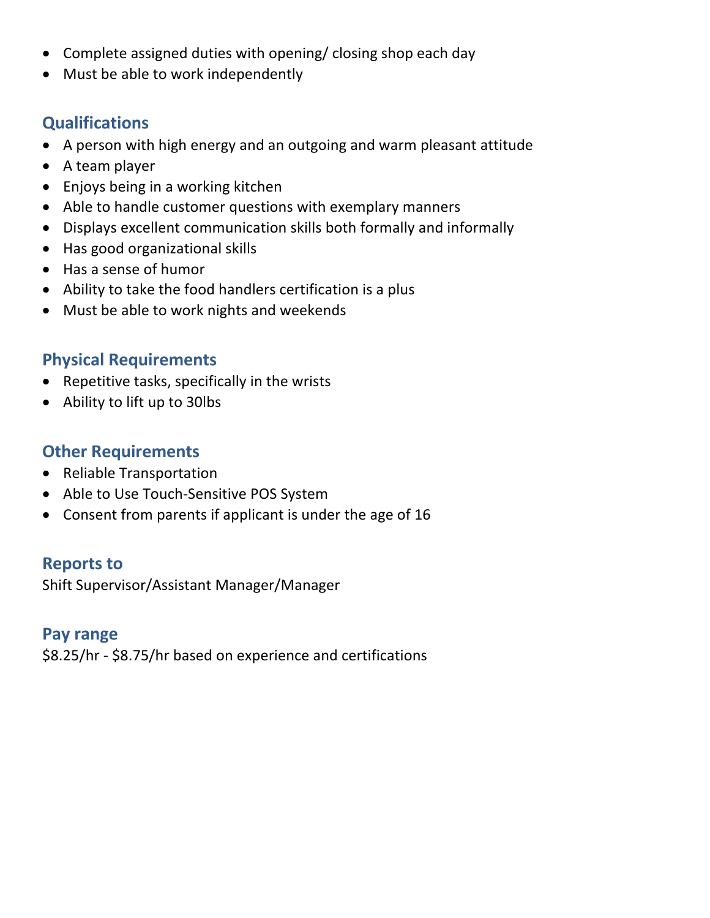- Complete assigned duties with opening/ closing shop each day
- Must be able to work independently

## Qualifications

- A person with high energy and an outgoing and warm pleasant attitude
- A team player
- Enjoys being in a working kitchen
- Able to handle customer questions with exemplary manners
- Displays excellent communication skills both formally and informally
- Has good organizational skills
- Has a sense of humor
- Ability to take the food handlers certification is a plus
- Must be able to work nights and weekends

## Physical Requirements

- Repetitive tasks, specifically in the wrists
- Ability to lift up to 30lbs

## Other Requirements

- Reliable Transportation
- Able to Use Touch-Sensitive POS System
- Consent from parents if applicant is under the age of 16

## Reports to

Shift Supervisor/Assistant Manager/Manager

## Pay range

$8.25/hr - $8.75/hr based on experience and certifications